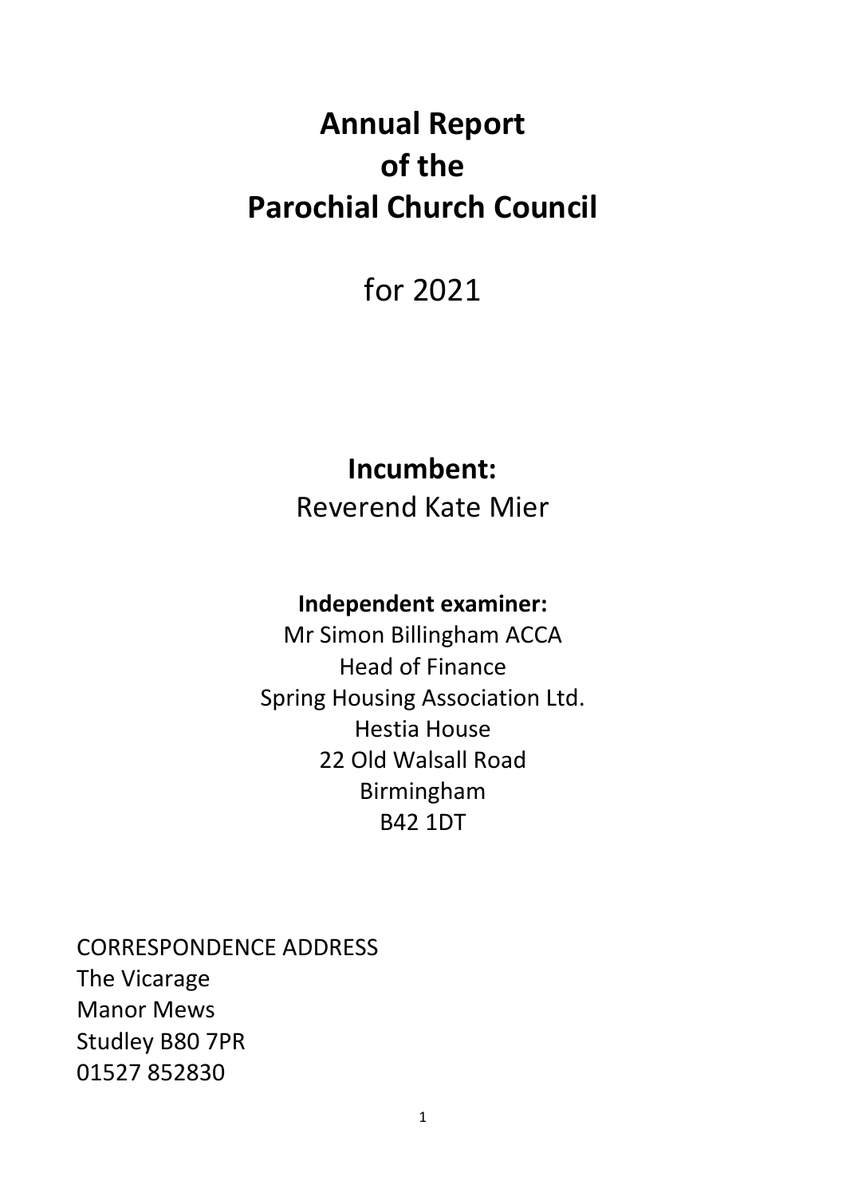# Annual Report of the Parochial Church Council

for 2021

**Incumbent:**
Reverend Kate Mier

**Independent examiner:**
Mr Simon Billingham ACCA
Head of Finance
Spring Housing Association Ltd.
Hestia House
22 Old Walsall Road
Birmingham
B42 1DT

CORRESPONDENCE ADDRESS
The Vicarage
Manor Mews
Studley B80 7PR
01527 852830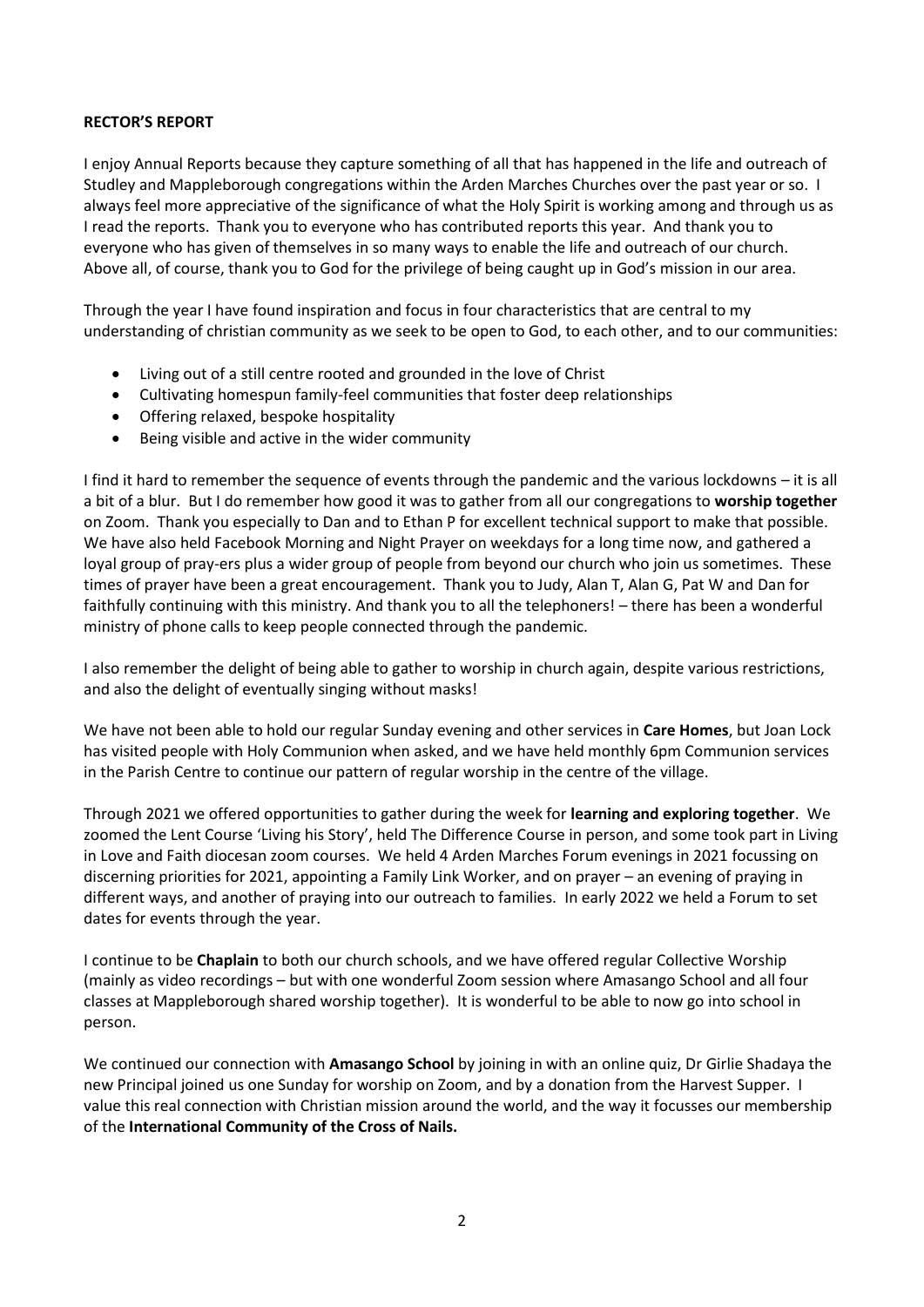**RECTOR'S REPORT**

I enjoy Annual Reports because they capture something of all that has happened in the life and outreach of Studley and Mappleborough congregations within the Arden Marches Churches over the past year or so. I always feel more appreciative of the significance of what the Holy Spirit is working among and through us as I read the reports. Thank you to everyone who has contributed reports this year. And thank you to everyone who has given of themselves in so many ways to enable the life and outreach of our church. Above all, of course, thank you to God for the privilege of being caught up in God's mission in our area.

Through the year I have found inspiration and focus in four characteristics that are central to my understanding of christian community as we seek to be open to God, to each other, and to our communities:

- Living out of a still centre rooted and grounded in the love of Christ
- Cultivating homespun family-feel communities that foster deep relationships
- Offering relaxed, bespoke hospitality
- Being visible and active in the wider community

I find it hard to remember the sequence of events through the pandemic and the various lockdowns – it is all a bit of a blur. But I do remember how good it was to gather from all our congregations to **worship together** on Zoom. Thank you especially to Dan and to Ethan P for excellent technical support to make that possible. We have also held Facebook Morning and Night Prayer on weekdays for a long time now, and gathered a loyal group of pray-ers plus a wider group of people from beyond our church who join us sometimes. These times of prayer have been a great encouragement. Thank you to Judy, Alan T, Alan G, Pat W and Dan for faithfully continuing with this ministry. And thank you to all the telephoners! – there has been a wonderful ministry of phone calls to keep people connected through the pandemic.

I also remember the delight of being able to gather to worship in church again, despite various restrictions, and also the delight of eventually singing without masks!

We have not been able to hold our regular Sunday evening and other services in **Care Homes**, but Joan Lock has visited people with Holy Communion when asked, and we have held monthly 6pm Communion services in the Parish Centre to continue our pattern of regular worship in the centre of the village.

Through 2021 we offered opportunities to gather during the week for **learning and exploring together**. We zoomed the Lent Course 'Living his Story', held The Difference Course in person, and some took part in Living in Love and Faith diocesan zoom courses. We held 4 Arden Marches Forum evenings in 2021 focussing on discerning priorities for 2021, appointing a Family Link Worker, and on prayer – an evening of praying in different ways, and another of praying into our outreach to families. In early 2022 we held a Forum to set dates for events through the year.

I continue to be **Chaplain** to both our church schools, and we have offered regular Collective Worship (mainly as video recordings – but with one wonderful Zoom session where Amasango School and all four classes at Mappleborough shared worship together). It is wonderful to be able to now go into school in person.

We continued our connection with **Amasango School** by joining in with an online quiz, Dr Girlie Shadaya the new Principal joined us one Sunday for worship on Zoom, and by a donation from the Harvest Supper. I value this real connection with Christian mission around the world, and the way it focusses our membership of the **International Community of the Cross of Nails.**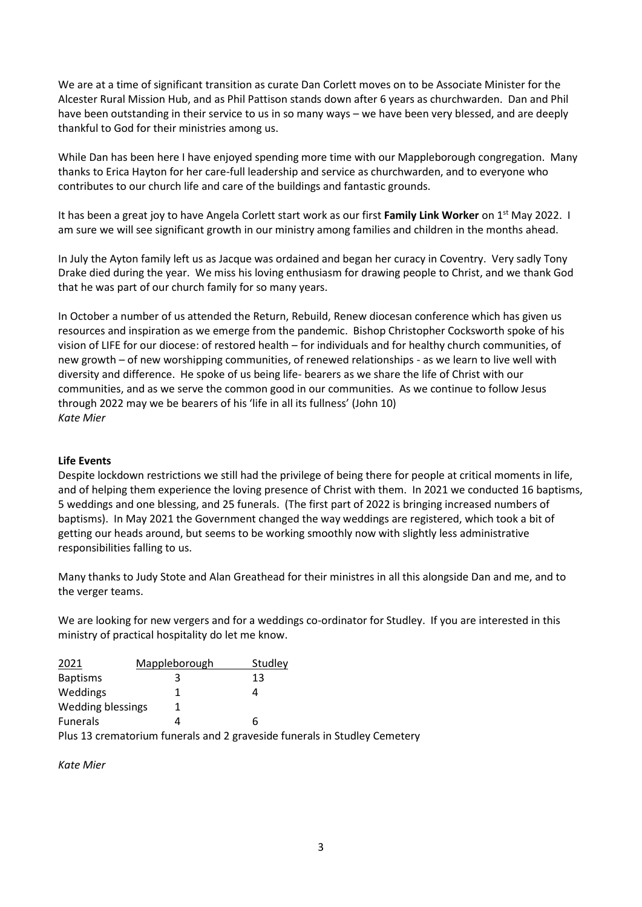We are at a time of significant transition as curate Dan Corlett moves on to be Associate Minister for the Alcester Rural Mission Hub, and as Phil Pattison stands down after 6 years as churchwarden. Dan and Phil have been outstanding in their service to us in so many ways – we have been very blessed, and are deeply thankful to God for their ministries among us.

While Dan has been here I have enjoyed spending more time with our Mappleborough congregation. Many thanks to Erica Hayton for her care-full leadership and service as churchwarden, and to everyone who contributes to our church life and care of the buildings and fantastic grounds.

It has been a great joy to have Angela Corlett start work as our first **Family Link Worker** on 1st May 2022. I am sure we will see significant growth in our ministry among families and children in the months ahead.

In July the Ayton family left us as Jacque was ordained and began her curacy in Coventry. Very sadly Tony Drake died during the year. We miss his loving enthusiasm for drawing people to Christ, and we thank God that he was part of our church family for so many years.

In October a number of us attended the Return, Rebuild, Renew diocesan conference which has given us resources and inspiration as we emerge from the pandemic. Bishop Christopher Cocksworth spoke of his vision of LIFE for our diocese: of restored health – for individuals and for healthy church communities, of new growth – of new worshipping communities, of renewed relationships - as we learn to live well with diversity and difference. He spoke of us being life- bearers as we share the life of Christ with our communities, and as we serve the common good in our communities. As we continue to follow Jesus through 2022 may we be bearers of his 'life in all its fullness' (John 10)
*Kate Mier*

**Life Events**
Despite lockdown restrictions we still had the privilege of being there for people at critical moments in life, and of helping them experience the loving presence of Christ with them. In 2021 we conducted 16 baptisms, 5 weddings and one blessing, and 25 funerals. (The first part of 2022 is bringing increased numbers of baptisms). In May 2021 the Government changed the way weddings are registered, which took a bit of getting our heads around, but seems to be working smoothly now with slightly less administrative responsibilities falling to us.

Many thanks to Judy Stote and Alan Greathead for their ministres in all this alongside Dan and me, and to the verger teams.

We are looking for new vergers and for a weddings co-ordinator for Studley. If you are interested in this ministry of practical hospitality do let me know.

| 2021 | Mappleborough | Studley |
|---|---|---|
| Baptisms | 3 | 13 |
| Weddings | 1 | 4 |
| Wedding blessings | 1 | |
| Funerals | 4 | 6 |

Plus 13 crematorium funerals and 2 graveside funerals in Studley Cemetery

*Kate Mier*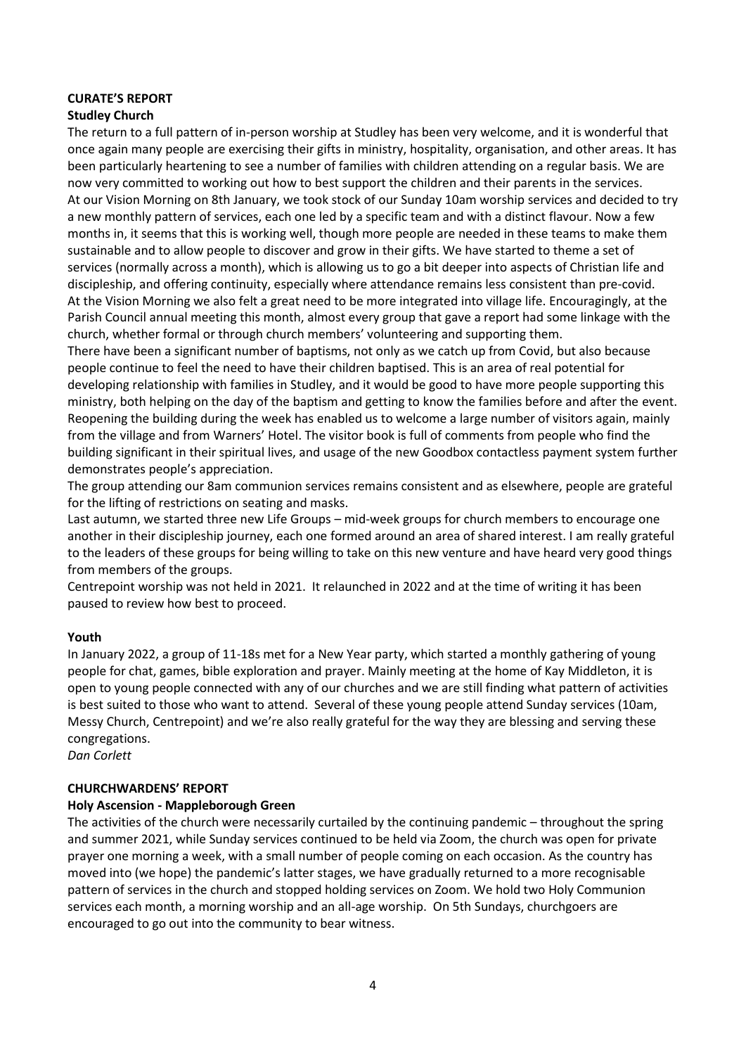**CURATE'S REPORT**

**Studley Church**

The return to a full pattern of in-person worship at Studley has been very welcome, and it is wonderful that once again many people are exercising their gifts in ministry, hospitality, organisation, and other areas. It has been particularly heartening to see a number of families with children attending on a regular basis. We are now very committed to working out how to best support the children and their parents in the services.

At our Vision Morning on 8th January, we took stock of our Sunday 10am worship services and decided to try a new monthly pattern of services, each one led by a specific team and with a distinct flavour. Now a few months in, it seems that this is working well, though more people are needed in these teams to make them sustainable and to allow people to discover and grow in their gifts. We have started to theme a set of services (normally across a month), which is allowing us to go a bit deeper into aspects of Christian life and discipleship, and offering continuity, especially where attendance remains less consistent than pre-covid.

At the Vision Morning we also felt a great need to be more integrated into village life. Encouragingly, at the Parish Council annual meeting this month, almost every group that gave a report had some linkage with the church, whether formal or through church members' volunteering and supporting them.

There have been a significant number of baptisms, not only as we catch up from Covid, but also because people continue to feel the need to have their children baptised. This is an area of real potential for developing relationship with families in Studley, and it would be good to have more people supporting this ministry, both helping on the day of the baptism and getting to know the families before and after the event.

Reopening the building during the week has enabled us to welcome a large number of visitors again, mainly from the village and from Warners' Hotel. The visitor book is full of comments from people who find the building significant in their spiritual lives, and usage of the new Goodbox contactless payment system further demonstrates people's appreciation.

The group attending our 8am communion services remains consistent and as elsewhere, people are grateful for the lifting of restrictions on seating and masks.

Last autumn, we started three new Life Groups – mid-week groups for church members to encourage one another in their discipleship journey, each one formed around an area of shared interest. I am really grateful to the leaders of these groups for being willing to take on this new venture and have heard very good things from members of the groups.

Centrepoint worship was not held in 2021. It relaunched in 2022 and at the time of writing it has been paused to review how best to proceed.

**Youth**

In January 2022, a group of 11-18s met for a New Year party, which started a monthly gathering of young people for chat, games, bible exploration and prayer. Mainly meeting at the home of Kay Middleton, it is open to young people connected with any of our churches and we are still finding what pattern of activities is best suited to those who want to attend. Several of these young people attend Sunday services (10am, Messy Church, Centrepoint) and we're also really grateful for the way they are blessing and serving these congregations.

*Dan Corlett*

**CHURCHWARDENS' REPORT**

**Holy Ascension - Mappleborough Green**

The activities of the church were necessarily curtailed by the continuing pandemic – throughout the spring and summer 2021, while Sunday services continued to be held via Zoom, the church was open for private prayer one morning a week, with a small number of people coming on each occasion. As the country has moved into (we hope) the pandemic's latter stages, we have gradually returned to a more recognisable pattern of services in the church and stopped holding services on Zoom. We hold two Holy Communion services each month, a morning worship and an all-age worship. On 5th Sundays, churchgoers are encouraged to go out into the community to bear witness.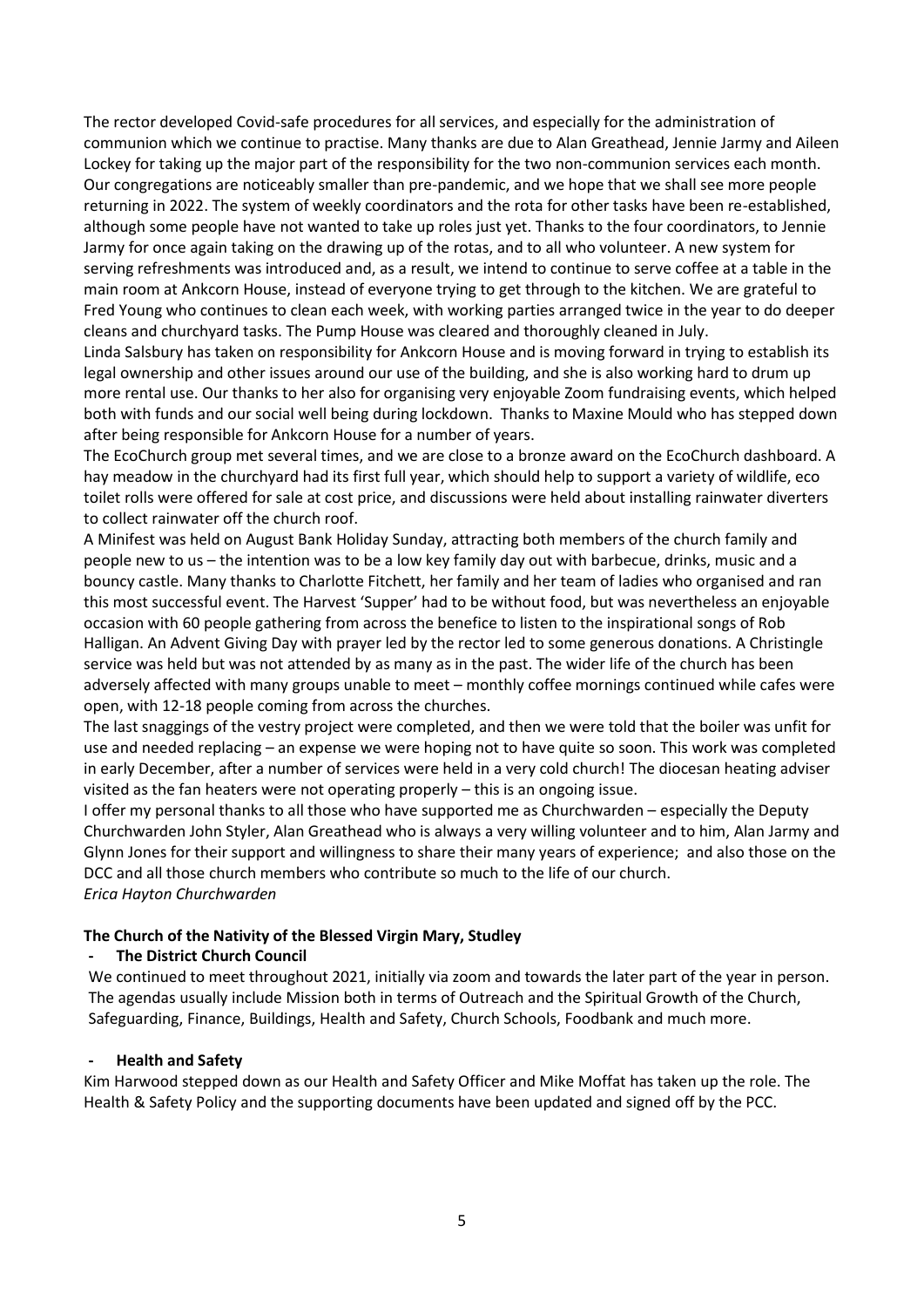The rector developed Covid-safe procedures for all services, and especially for the administration of communion which we continue to practise. Many thanks are due to Alan Greathead, Jennie Jarmy and Aileen Lockey for taking up the major part of the responsibility for the two non-communion services each month. Our congregations are noticeably smaller than pre-pandemic, and we hope that we shall see more people returning in 2022. The system of weekly coordinators and the rota for other tasks have been re-established, although some people have not wanted to take up roles just yet. Thanks to the four coordinators, to Jennie Jarmy for once again taking on the drawing up of the rotas, and to all who volunteer. A new system for serving refreshments was introduced and, as a result, we intend to continue to serve coffee at a table in the main room at Ankcorn House, instead of everyone trying to get through to the kitchen. We are grateful to Fred Young who continues to clean each week, with working parties arranged twice in the year to do deeper cleans and churchyard tasks. The Pump House was cleared and thoroughly cleaned in July.

Linda Salsbury has taken on responsibility for Ankcorn House and is moving forward in trying to establish its legal ownership and other issues around our use of the building, and she is also working hard to drum up more rental use. Our thanks to her also for organising very enjoyable Zoom fundraising events, which helped both with funds and our social well being during lockdown. Thanks to Maxine Mould who has stepped down after being responsible for Ankcorn House for a number of years.

The EcoChurch group met several times, and we are close to a bronze award on the EcoChurch dashboard. A hay meadow in the churchyard had its first full year, which should help to support a variety of wildlife, eco toilet rolls were offered for sale at cost price, and discussions were held about installing rainwater diverters to collect rainwater off the church roof.

A Minifest was held on August Bank Holiday Sunday, attracting both members of the church family and people new to us – the intention was to be a low key family day out with barbecue, drinks, music and a bouncy castle. Many thanks to Charlotte Fitchett, her family and her team of ladies who organised and ran this most successful event. The Harvest 'Supper' had to be without food, but was nevertheless an enjoyable occasion with 60 people gathering from across the benefice to listen to the inspirational songs of Rob Halligan. An Advent Giving Day with prayer led by the rector led to some generous donations. A Christingle service was held but was not attended by as many as in the past. The wider life of the church has been adversely affected with many groups unable to meet – monthly coffee mornings continued while cafes were open, with 12-18 people coming from across the churches.

The last snaggings of the vestry project were completed, and then we were told that the boiler was unfit for use and needed replacing – an expense we were hoping not to have quite so soon. This work was completed in early December, after a number of services were held in a very cold church! The diocesan heating adviser visited as the fan heaters were not operating properly – this is an ongoing issue.

I offer my personal thanks to all those who have supported me as Churchwarden – especially the Deputy Churchwarden John Styler, Alan Greathead who is always a very willing volunteer and to him, Alan Jarmy and Glynn Jones for their support and willingness to share their many years of experience; and also those on the DCC and all those church members who contribute so much to the life of our church.

*Erica Hayton Churchwarden*

**The Church of the Nativity of the Blessed Virgin Mary, Studley**

- **The District Church Council**

We continued to meet throughout 2021, initially via zoom and towards the later part of the year in person. The agendas usually include Mission both in terms of Outreach and the Spiritual Growth of the Church, Safeguarding, Finance, Buildings, Health and Safety, Church Schools, Foodbank and much more.

- **Health and Safety**

Kim Harwood stepped down as our Health and Safety Officer and Mike Moffat has taken up the role. The Health & Safety Policy and the supporting documents have been updated and signed off by the PCC.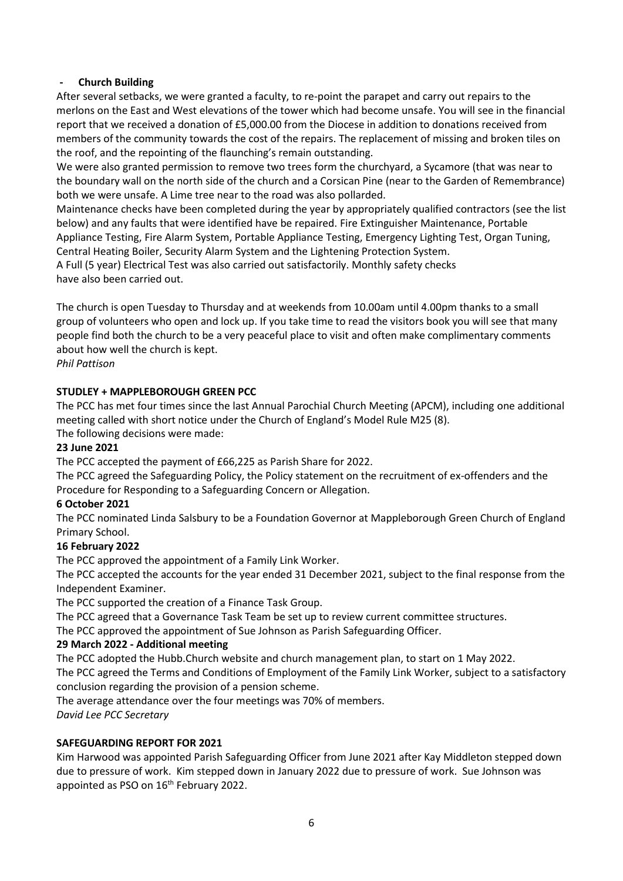- **Church Building**

After several setbacks, we were granted a faculty, to re-point the parapet and carry out repairs to the merlons on the East and West elevations of the tower which had become unsafe. You will see in the financial report that we received a donation of £5,000.00 from the Diocese in addition to donations received from members of the community towards the cost of the repairs. The replacement of missing and broken tiles on the roof, and the repointing of the flaunching's remain outstanding.

We were also granted permission to remove two trees form the churchyard, a Sycamore (that was near to the boundary wall on the north side of the church and a Corsican Pine (near to the Garden of Remembrance) both we were unsafe. A Lime tree near to the road was also pollarded.

Maintenance checks have been completed during the year by appropriately qualified contractors (see the list below) and any faults that were identified have be repaired. Fire Extinguisher Maintenance, Portable Appliance Testing, Fire Alarm System, Portable Appliance Testing, Emergency Lighting Test, Organ Tuning, Central Heating Boiler, Security Alarm System and the Lightening Protection System.

A Full (5 year) Electrical Test was also carried out satisfactorily. Monthly safety checks have also been carried out.

The church is open Tuesday to Thursday and at weekends from 10.00am until 4.00pm thanks to a small group of volunteers who open and lock up. If you take time to read the visitors book you will see that many people find both the church to be a very peaceful place to visit and often make complimentary comments about how well the church is kept.

*Phil Pattison*

## STUDLEY + MAPPLEBOROUGH GREEN PCC

The PCC has met four times since the last Annual Parochial Church Meeting (APCM), including one additional meeting called with short notice under the Church of England's Model Rule M25 (8).

The following decisions were made:

**23 June 2021**

The PCC accepted the payment of £66,225 as Parish Share for 2022.

The PCC agreed the Safeguarding Policy, the Policy statement on the recruitment of ex-offenders and the Procedure for Responding to a Safeguarding Concern or Allegation.

**6 October 2021**

The PCC nominated Linda Salsbury to be a Foundation Governor at Mappleborough Green Church of England Primary School.

**16 February 2022**

The PCC approved the appointment of a Family Link Worker.

The PCC accepted the accounts for the year ended 31 December 2021, subject to the final response from the Independent Examiner.

The PCC supported the creation of a Finance Task Group.

The PCC agreed that a Governance Task Team be set up to review current committee structures.

The PCC approved the appointment of Sue Johnson as Parish Safeguarding Officer.

**29 March 2022 - Additional meeting**

The PCC adopted the Hubb.Church website and church management plan, to start on 1 May 2022.

The PCC agreed the Terms and Conditions of Employment of the Family Link Worker, subject to a satisfactory conclusion regarding the provision of a pension scheme.

The average attendance over the four meetings was 70% of members.

*David Lee PCC Secretary*

## SAFEGUARDING REPORT FOR 2021

Kim Harwood was appointed Parish Safeguarding Officer from June 2021 after Kay Middleton stepped down due to pressure of work. Kim stepped down in January 2022 due to pressure of work. Sue Johnson was appointed as PSO on 16th February 2022.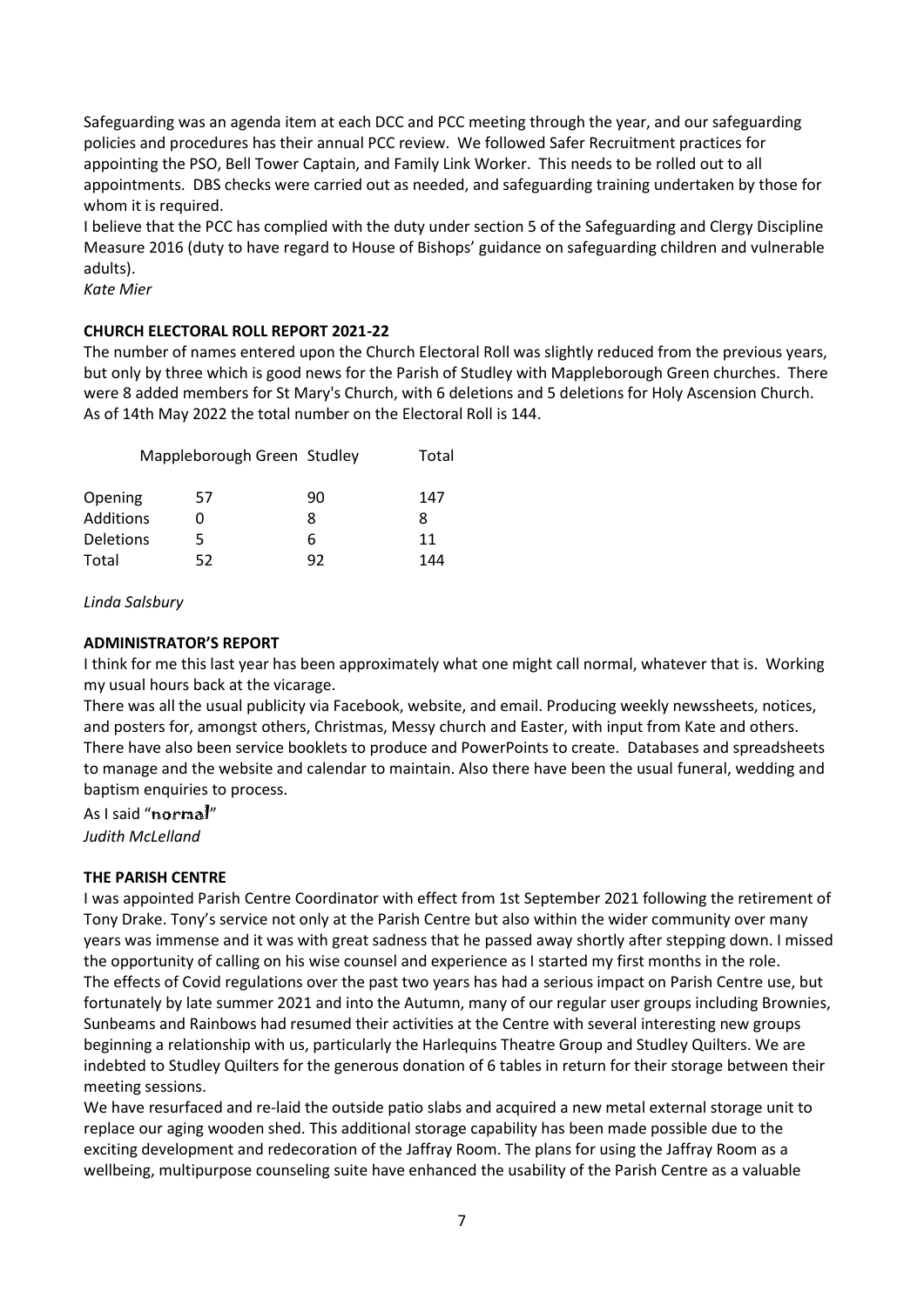Safeguarding was an agenda item at each DCC and PCC meeting through the year, and our safeguarding policies and procedures has their annual PCC review. We followed Safer Recruitment practices for appointing the PSO, Bell Tower Captain, and Family Link Worker. This needs to be rolled out to all appointments. DBS checks were carried out as needed, and safeguarding training undertaken by those for whom it is required.

I believe that the PCC has complied with the duty under section 5 of the Safeguarding and Clergy Discipline Measure 2016 (duty to have regard to House of Bishops' guidance on safeguarding children and vulnerable adults).

*Kate Mier*

**CHURCH ELECTORAL ROLL REPORT 2021-22**

The number of names entered upon the Church Electoral Roll was slightly reduced from the previous years, but only by three which is good news for the Parish of Studley with Mappleborough Green churches. There were 8 added members for St Mary's Church, with 6 deletions and 5 deletions for Holy Ascension Church. As of 14th May 2022 the total number on the Electoral Roll is 144.

| | Mappleborough Green | Studley | Total |
|---|---|---|---|
| Opening | 57 | 90 | 147 |
| Additions | 0 | 8 | 8 |
| Deletions | 5 | 6 | 11 |
| Total | 52 | 92 | 144 |

*Linda Salsbury*

**ADMINISTRATOR'S REPORT**

I think for me this last year has been approximately what one might call normal, whatever that is. Working my usual hours back at the vicarage.

There was all the usual publicity via Facebook, website, and email. Producing weekly newssheets, notices, and posters for, amongst others, Christmas, Messy church and Easter, with input from Kate and others. There have also been service booklets to produce and PowerPoints to create. Databases and spreadsheets to manage and the website and calendar to maintain. Also there have been the usual funeral, wedding and baptism enquiries to process.

As I said "normal"

*Judith McLelland*

**THE PARISH CENTRE**

I was appointed Parish Centre Coordinator with effect from 1st September 2021 following the retirement of Tony Drake. Tony's service not only at the Parish Centre but also within the wider community over many years was immense and it was with great sadness that he passed away shortly after stepping down. I missed the opportunity of calling on his wise counsel and experience as I started my first months in the role.

The effects of Covid regulations over the past two years has had a serious impact on Parish Centre use, but fortunately by late summer 2021 and into the Autumn, many of our regular user groups including Brownies, Sunbeams and Rainbows had resumed their activities at the Centre with several interesting new groups beginning a relationship with us, particularly the Harlequins Theatre Group and Studley Quilters. We are indebted to Studley Quilters for the generous donation of 6 tables in return for their storage between their meeting sessions.

We have resurfaced and re-laid the outside patio slabs and acquired a new metal external storage unit to replace our aging wooden shed. This additional storage capability has been made possible due to the exciting development and redecoration of the Jaffray Room. The plans for using the Jaffray Room as a wellbeing, multipurpose counseling suite have enhanced the usability of the Parish Centre as a valuable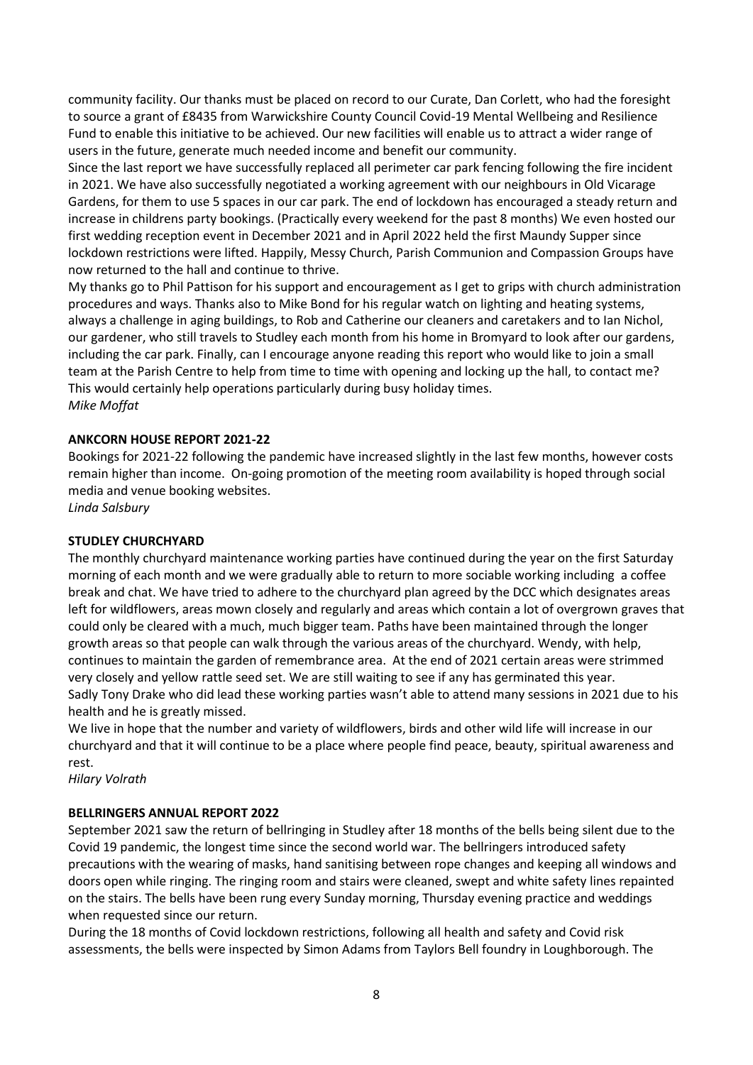community facility. Our thanks must be placed on record to our Curate, Dan Corlett, who had the foresight to source a grant of £8435 from Warwickshire County Council Covid-19 Mental Wellbeing and Resilience Fund to enable this initiative to be achieved. Our new facilities will enable us to attract a wider range of users in the future, generate much needed income and benefit our community.

Since the last report we have successfully replaced all perimeter car park fencing following the fire incident in 2021. We have also successfully negotiated a working agreement with our neighbours in Old Vicarage Gardens, for them to use 5 spaces in our car park. The end of lockdown has encouraged a steady return and increase in childrens party bookings. (Practically every weekend for the past 8 months) We even hosted our first wedding reception event in December 2021 and in April 2022 held the first Maundy Supper since lockdown restrictions were lifted. Happily, Messy Church, Parish Communion and Compassion Groups have now returned to the hall and continue to thrive.

My thanks go to Phil Pattison for his support and encouragement as I get to grips with church administration procedures and ways. Thanks also to Mike Bond for his regular watch on lighting and heating systems, always a challenge in aging buildings, to Rob and Catherine our cleaners and caretakers and to Ian Nichol, our gardener, who still travels to Studley each month from his home in Bromyard to look after our gardens, including the car park. Finally, can I encourage anyone reading this report who would like to join a small team at the Parish Centre to help from time to time with opening and locking up the hall, to contact me? This would certainly help operations particularly during busy holiday times.

*Mike Moffat*

**ANKCORN HOUSE REPORT 2021-22**

Bookings for 2021-22 following the pandemic have increased slightly in the last few months, however costs remain higher than income. On-going promotion of the meeting room availability is hoped through social media and venue booking websites.

*Linda Salsbury*

**STUDLEY CHURCHYARD**

The monthly churchyard maintenance working parties have continued during the year on the first Saturday morning of each month and we were gradually able to return to more sociable working including a coffee break and chat. We have tried to adhere to the churchyard plan agreed by the DCC which designates areas left for wildflowers, areas mown closely and regularly and areas which contain a lot of overgrown graves that could only be cleared with a much, much bigger team. Paths have been maintained through the longer growth areas so that people can walk through the various areas of the churchyard. Wendy, with help, continues to maintain the garden of remembrance area. At the end of 2021 certain areas were strimmed very closely and yellow rattle seed set. We are still waiting to see if any has germinated this year.

Sadly Tony Drake who did lead these working parties wasn't able to attend many sessions in 2021 due to his health and he is greatly missed.

We live in hope that the number and variety of wildflowers, birds and other wild life will increase in our churchyard and that it will continue to be a place where people find peace, beauty, spiritual awareness and rest.

*Hilary Volrath*

**BELLRINGERS ANNUAL REPORT 2022**

September 2021 saw the return of bellringing in Studley after 18 months of the bells being silent due to the Covid 19 pandemic, the longest time since the second world war. The bellringers introduced safety precautions with the wearing of masks, hand sanitising between rope changes and keeping all windows and doors open while ringing. The ringing room and stairs were cleaned, swept and white safety lines repainted on the stairs. The bells have been rung every Sunday morning, Thursday evening practice and weddings when requested since our return.

During the 18 months of Covid lockdown restrictions, following all health and safety and Covid risk assessments, the bells were inspected by Simon Adams from Taylors Bell foundry in Loughborough. The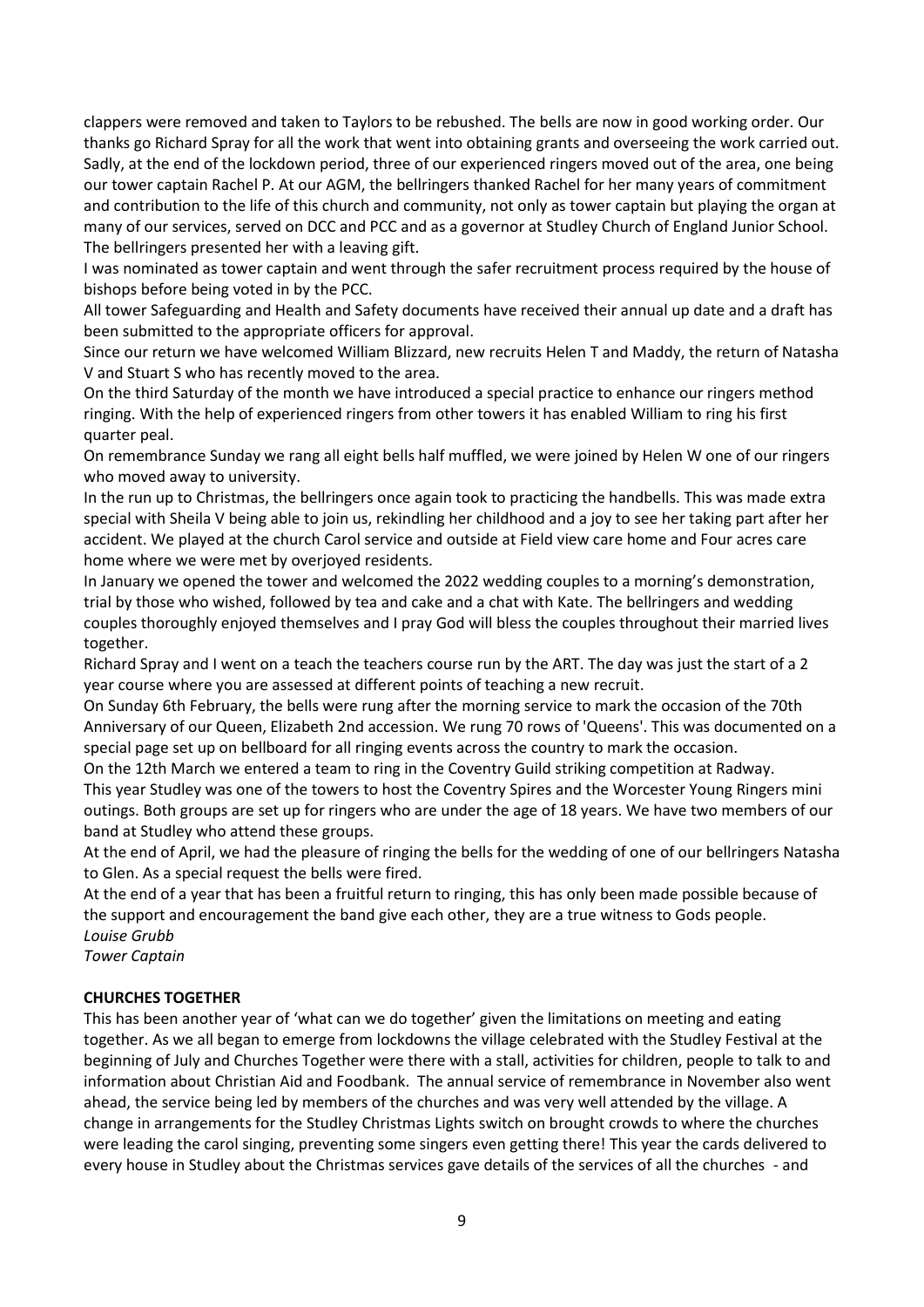clappers were removed and taken to Taylors to be rebushed. The bells are now in good working order. Our thanks go Richard Spray for all the work that went into obtaining grants and overseeing the work carried out. Sadly, at the end of the lockdown period, three of our experienced ringers moved out of the area, one being our tower captain Rachel P. At our AGM, the bellringers thanked Rachel for her many years of commitment and contribution to the life of this church and community, not only as tower captain but playing the organ at many of our services, served on DCC and PCC and as a governor at Studley Church of England Junior School. The bellringers presented her with a leaving gift.

I was nominated as tower captain and went through the safer recruitment process required by the house of bishops before being voted in by the PCC.

All tower Safeguarding and Health and Safety documents have received their annual up date and a draft has been submitted to the appropriate officers for approval.

Since our return we have welcomed William Blizzard, new recruits Helen T and Maddy, the return of Natasha V and Stuart S who has recently moved to the area.

On the third Saturday of the month we have introduced a special practice to enhance our ringers method ringing. With the help of experienced ringers from other towers it has enabled William to ring his first quarter peal.

On remembrance Sunday we rang all eight bells half muffled, we were joined by Helen W one of our ringers who moved away to university.

In the run up to Christmas, the bellringers once again took to practicing the handbells. This was made extra special with Sheila V being able to join us, rekindling her childhood and a joy to see her taking part after her accident. We played at the church Carol service and outside at Field view care home and Four acres care home where we were met by overjoyed residents.

In January we opened the tower and welcomed the 2022 wedding couples to a morning's demonstration, trial by those who wished, followed by tea and cake and a chat with Kate. The bellringers and wedding couples thoroughly enjoyed themselves and I pray God will bless the couples throughout their married lives together.

Richard Spray and I went on a teach the teachers course run by the ART. The day was just the start of a 2 year course where you are assessed at different points of teaching a new recruit.

On Sunday 6th February, the bells were rung after the morning service to mark the occasion of the 70th Anniversary of our Queen, Elizabeth 2nd accession. We rung 70 rows of 'Queens'. This was documented on a special page set up on bellboard for all ringing events across the country to mark the occasion.

On the 12th March we entered a team to ring in the Coventry Guild striking competition at Radway.

This year Studley was one of the towers to host the Coventry Spires and the Worcester Young Ringers mini outings. Both groups are set up for ringers who are under the age of 18 years. We have two members of our band at Studley who attend these groups.

At the end of April, we had the pleasure of ringing the bells for the wedding of one of our bellringers Natasha to Glen. As a special request the bells were fired.

At the end of a year that has been a fruitful return to ringing, this has only been made possible because of the support and encouragement the band give each other, they are a true witness to Gods people.

*Louise Grubb*
*Tower Captain*

**CHURCHES TOGETHER**

This has been another year of 'what can we do together' given the limitations on meeting and eating together. As we all began to emerge from lockdowns the village celebrated with the Studley Festival at the beginning of July and Churches Together were there with a stall, activities for children, people to talk to and information about Christian Aid and Foodbank. The annual service of remembrance in November also went ahead, the service being led by members of the churches and was very well attended by the village. A change in arrangements for the Studley Christmas Lights switch on brought crowds to where the churches were leading the carol singing, preventing some singers even getting there! This year the cards delivered to every house in Studley about the Christmas services gave details of the services of all the churches - and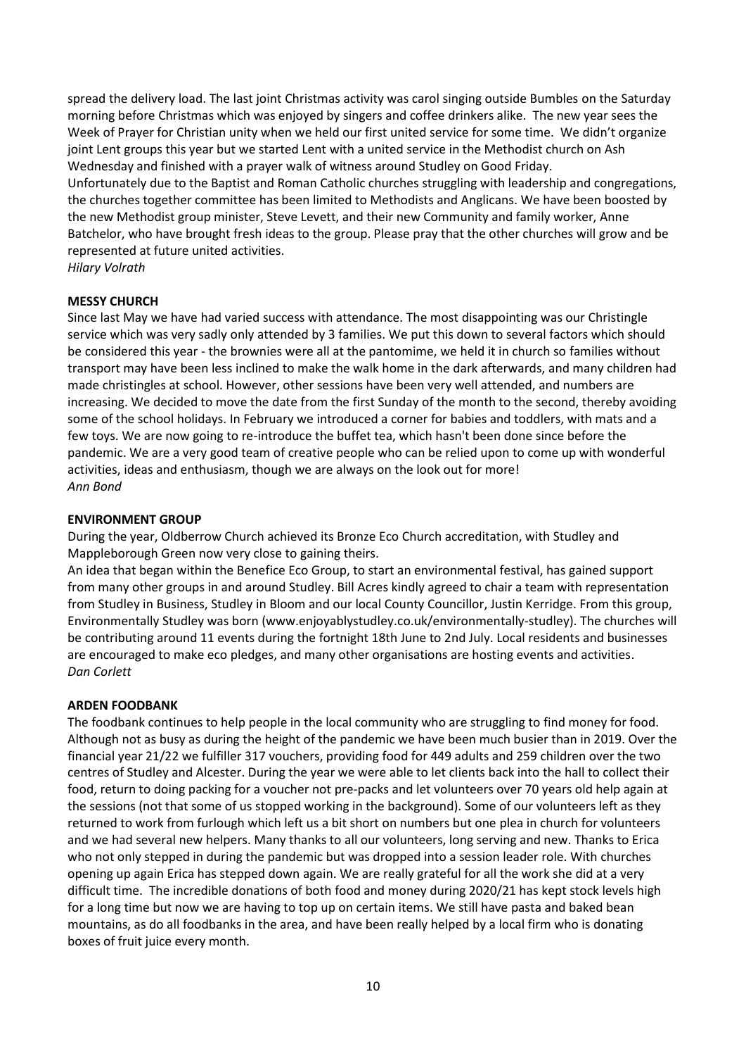spread the delivery load. The last joint Christmas activity was carol singing outside Bumbles on the Saturday morning before Christmas which was enjoyed by singers and coffee drinkers alike. The new year sees the Week of Prayer for Christian unity when we held our first united service for some time. We didn't organize joint Lent groups this year but we started Lent with a united service in the Methodist church on Ash Wednesday and finished with a prayer walk of witness around Studley on Good Friday.
Unfortunately due to the Baptist and Roman Catholic churches struggling with leadership and congregations, the churches together committee has been limited to Methodists and Anglicans. We have been boosted by the new Methodist group minister, Steve Levett, and their new Community and family worker, Anne Batchelor, who have brought fresh ideas to the group. Please pray that the other churches will grow and be represented at future united activities.
*Hilary Volrath*

**MESSY CHURCH**

Since last May we have had varied success with attendance. The most disappointing was our Christingle service which was very sadly only attended by 3 families. We put this down to several factors which should be considered this year - the brownies were all at the pantomime, we held it in church so families without transport may have been less inclined to make the walk home in the dark afterwards, and many children had made christingles at school. However, other sessions have been very well attended, and numbers are increasing. We decided to move the date from the first Sunday of the month to the second, thereby avoiding some of the school holidays. In February we introduced a corner for babies and toddlers, with mats and a few toys. We are now going to re-introduce the buffet tea, which hasn't been done since before the pandemic. We are a very good team of creative people who can be relied upon to come up with wonderful activities, ideas and enthusiasm, though we are always on the look out for more!
*Ann Bond*

**ENVIRONMENT GROUP**

During the year, Oldberrow Church achieved its Bronze Eco Church accreditation, with Studley and Mappleborough Green now very close to gaining theirs.
An idea that began within the Benefice Eco Group, to start an environmental festival, has gained support from many other groups in and around Studley. Bill Acres kindly agreed to chair a team with representation from Studley in Business, Studley in Bloom and our local County Councillor, Justin Kerridge. From this group, Environmentally Studley was born (www.enjoyablystudley.co.uk/environmentally-studley). The churches will be contributing around 11 events during the fortnight 18th June to 2nd July. Local residents and businesses are encouraged to make eco pledges, and many other organisations are hosting events and activities.
*Dan Corlett*

**ARDEN FOODBANK**

The foodbank continues to help people in the local community who are struggling to find money for food. Although not as busy as during the height of the pandemic we have been much busier than in 2019. Over the financial year 21/22 we fulfiller 317 vouchers, providing food for 449 adults and 259 children over the two centres of Studley and Alcester. During the year we were able to let clients back into the hall to collect their food, return to doing packing for a voucher not pre-packs and let volunteers over 70 years old help again at the sessions (not that some of us stopped working in the background). Some of our volunteers left as they returned to work from furlough which left us a bit short on numbers but one plea in church for volunteers and we had several new helpers. Many thanks to all our volunteers, long serving and new. Thanks to Erica who not only stepped in during the pandemic but was dropped into a session leader role. With churches opening up again Erica has stepped down again. We are really grateful for all the work she did at a very difficult time. The incredible donations of both food and money during 2020/21 has kept stock levels high for a long time but now we are having to top up on certain items. We still have pasta and baked bean mountains, as do all foodbanks in the area, and have been really helped by a local firm who is donating boxes of fruit juice every month.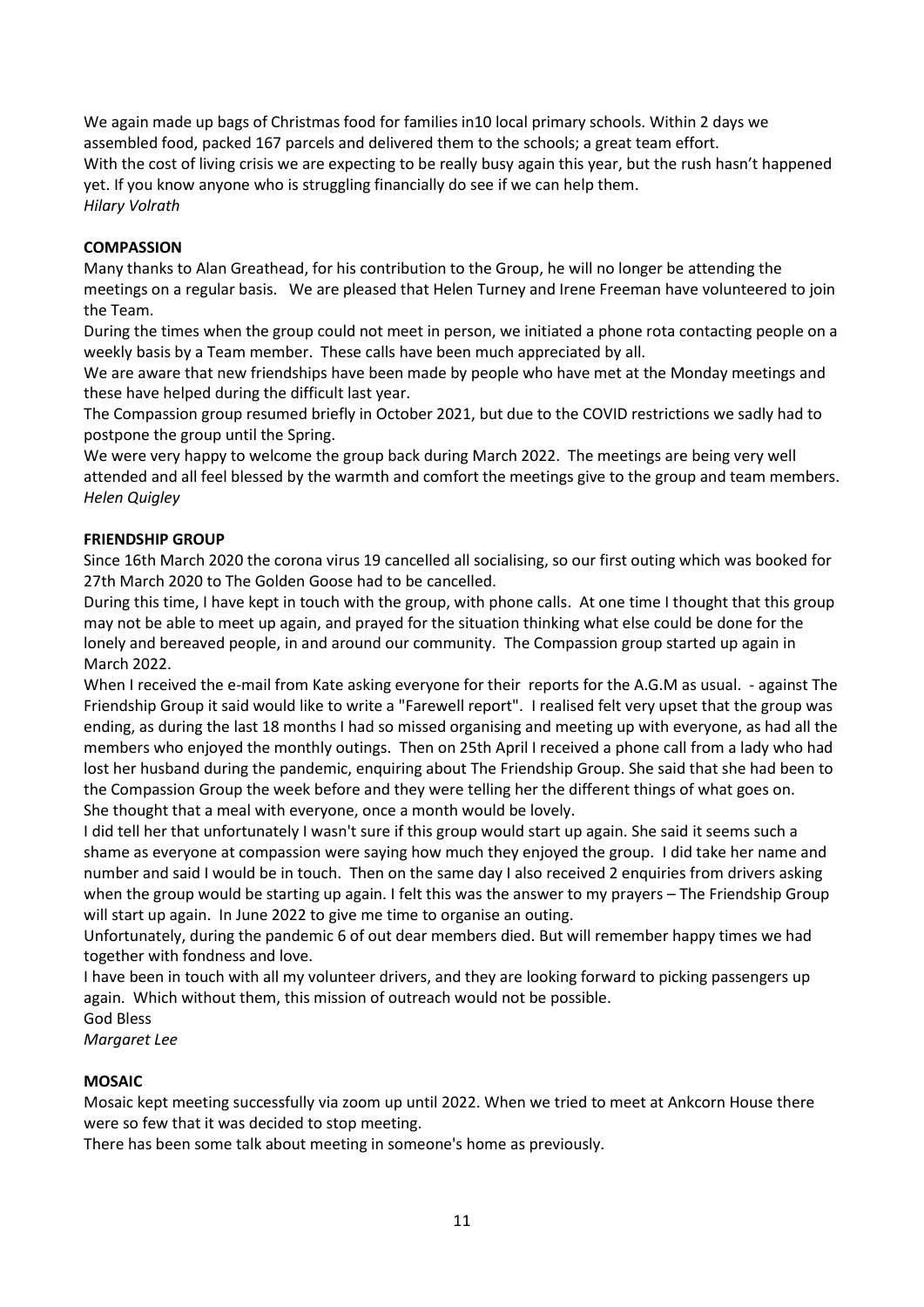We again made up bags of Christmas food for families in10 local primary schools. Within 2 days we assembled food, packed 167 parcels and delivered them to the schools; a great team effort.
With the cost of living crisis we are expecting to be really busy again this year, but the rush hasn't happened yet. If you know anyone who is struggling financially do see if we can help them.
*Hilary Volrath*

**COMPASSION**

Many thanks to Alan Greathead, for his contribution to the Group, he will no longer be attending the meetings on a regular basis. We are pleased that Helen Turney and Irene Freeman have volunteered to join the Team.

During the times when the group could not meet in person, we initiated a phone rota contacting people on a weekly basis by a Team member. These calls have been much appreciated by all.

We are aware that new friendships have been made by people who have met at the Monday meetings and these have helped during the difficult last year.

The Compassion group resumed briefly in October 2021, but due to the COVID restrictions we sadly had to postpone the group until the Spring.

We were very happy to welcome the group back during March 2022. The meetings are being very well attended and all feel blessed by the warmth and comfort the meetings give to the group and team members.
*Helen Quigley*

**FRIENDSHIP GROUP**

Since 16th March 2020 the corona virus 19 cancelled all socialising, so our first outing which was booked for 27th March 2020 to The Golden Goose had to be cancelled.

During this time, I have kept in touch with the group, with phone calls. At one time I thought that this group may not be able to meet up again, and prayed for the situation thinking what else could be done for the lonely and bereaved people, in and around our community. The Compassion group started up again in March 2022.

When I received the e-mail from Kate asking everyone for their reports for the A.G.M as usual. - against The Friendship Group it said would like to write a "Farewell report". I realised felt very upset that the group was ending, as during the last 18 months I had so missed organising and meeting up with everyone, as had all the members who enjoyed the monthly outings. Then on 25th April I received a phone call from a lady who had lost her husband during the pandemic, enquiring about The Friendship Group. She said that she had been to the Compassion Group the week before and they were telling her the different things of what goes on. She thought that a meal with everyone, once a month would be lovely.

I did tell her that unfortunately I wasn't sure if this group would start up again. She said it seems such a shame as everyone at compassion were saying how much they enjoyed the group. I did take her name and number and said I would be in touch. Then on the same day I also received 2 enquiries from drivers asking when the group would be starting up again. I felt this was the answer to my prayers – The Friendship Group will start up again. In June 2022 to give me time to organise an outing.

Unfortunately, during the pandemic 6 of out dear members died. But will remember happy times we had together with fondness and love.

I have been in touch with all my volunteer drivers, and they are looking forward to picking passengers up again. Which without them, this mission of outreach would not be possible.

God Bless
*Margaret Lee*

**MOSAIC**

Mosaic kept meeting successfully via zoom up until 2022. When we tried to meet at Ankcorn House there were so few that it was decided to stop meeting.

There has been some talk about meeting in someone's home as previously.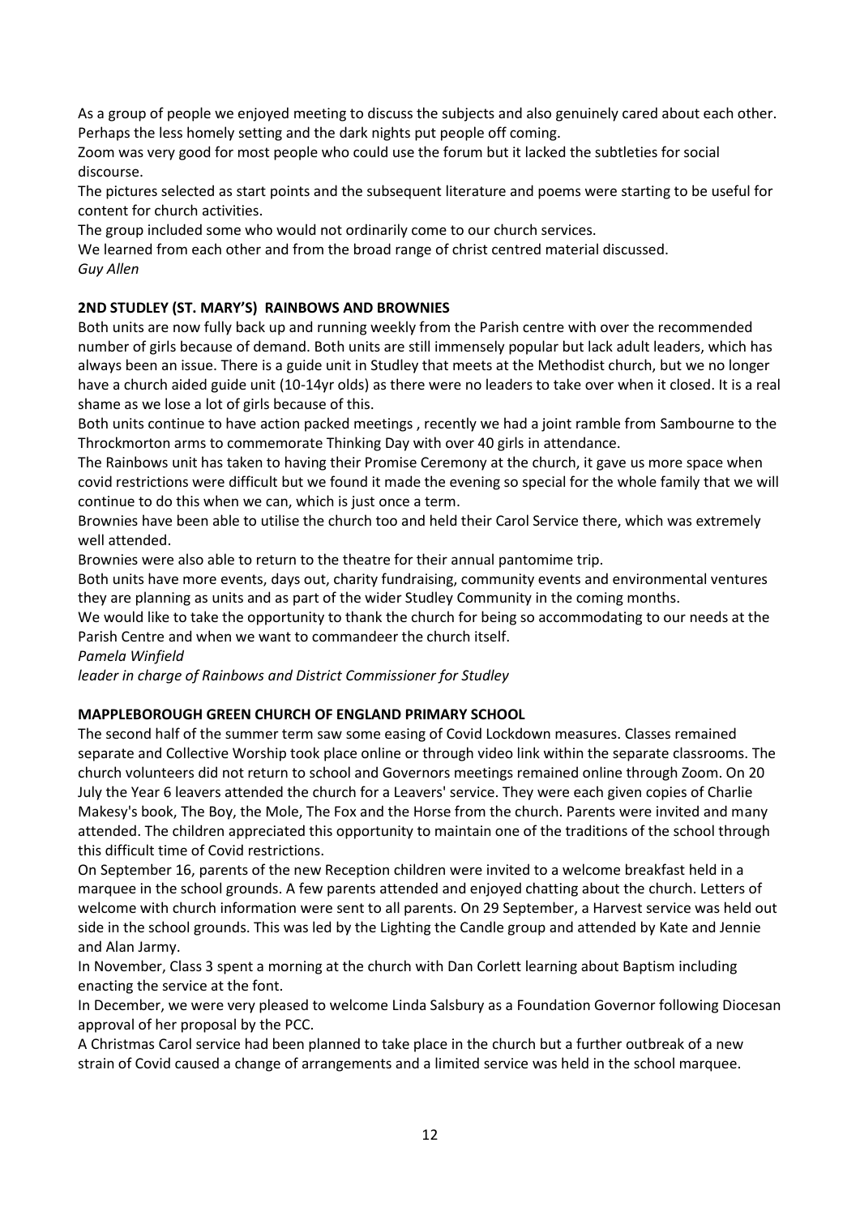As a group of people we enjoyed meeting to discuss the subjects and also genuinely cared about each other. Perhaps the less homely setting and the dark nights put people off coming.

Zoom was very good for most people who could use the forum but it lacked the subtleties for social discourse.

The pictures selected as start points and the subsequent literature and poems were starting to be useful for content for church activities.

The group included some who would not ordinarily come to our church services.

We learned from each other and from the broad range of christ centred material discussed.

*Guy Allen*

**2ND STUDLEY (ST. MARY'S) RAINBOWS AND BROWNIES**

Both units are now fully back up and running weekly from the Parish centre with over the recommended number of girls because of demand. Both units are still immensely popular but lack adult leaders, which has always been an issue. There is a guide unit in Studley that meets at the Methodist church, but we no longer have a church aided guide unit (10-14yr olds) as there were no leaders to take over when it closed. It is a real shame as we lose a lot of girls because of this.

Both units continue to have action packed meetings , recently we had a joint ramble from Sambourne to the Throckmorton arms to commemorate Thinking Day with over 40 girls in attendance.

The Rainbows unit has taken to having their Promise Ceremony at the church, it gave us more space when covid restrictions were difficult but we found it made the evening so special for the whole family that we will continue to do this when we can, which is just once a term.

Brownies have been able to utilise the church too and held their Carol Service there, which was extremely well attended.

Brownies were also able to return to the theatre for their annual pantomime trip.

Both units have more events, days out, charity fundraising, community events and environmental ventures they are planning as units and as part of the wider Studley Community in the coming months.

We would like to take the opportunity to thank the church for being so accommodating to our needs at the Parish Centre and when we want to commandeer the church itself.

*Pamela Winfield*

*leader in charge of Rainbows and District Commissioner for Studley*

**MAPPLEBOROUGH GREEN CHURCH OF ENGLAND PRIMARY SCHOOL**

The second half of the summer term saw some easing of Covid Lockdown measures. Classes remained separate and Collective Worship took place online or through video link within the separate classrooms. The church volunteers did not return to school and Governors meetings remained online through Zoom. On 20 July the Year 6 leavers attended the church for a Leavers' service. They were each given copies of Charlie Makesy's book, The Boy, the Mole, The Fox and the Horse from the church. Parents were invited and many attended. The children appreciated this opportunity to maintain one of the traditions of the school through this difficult time of Covid restrictions.

On September 16, parents of the new Reception children were invited to a welcome breakfast held in a marquee in the school grounds. A few parents attended and enjoyed chatting about the church. Letters of welcome with church information were sent to all parents. On 29 September, a Harvest service was held out side in the school grounds. This was led by the Lighting the Candle group and attended by Kate and Jennie and Alan Jarmy.

In November, Class 3 spent a morning at the church with Dan Corlett learning about Baptism including enacting the service at the font.

In December, we were very pleased to welcome Linda Salsbury as a Foundation Governor following Diocesan approval of her proposal by the PCC.

A Christmas Carol service had been planned to take place in the church but a further outbreak of a new strain of Covid caused a change of arrangements and a limited service was held in the school marquee.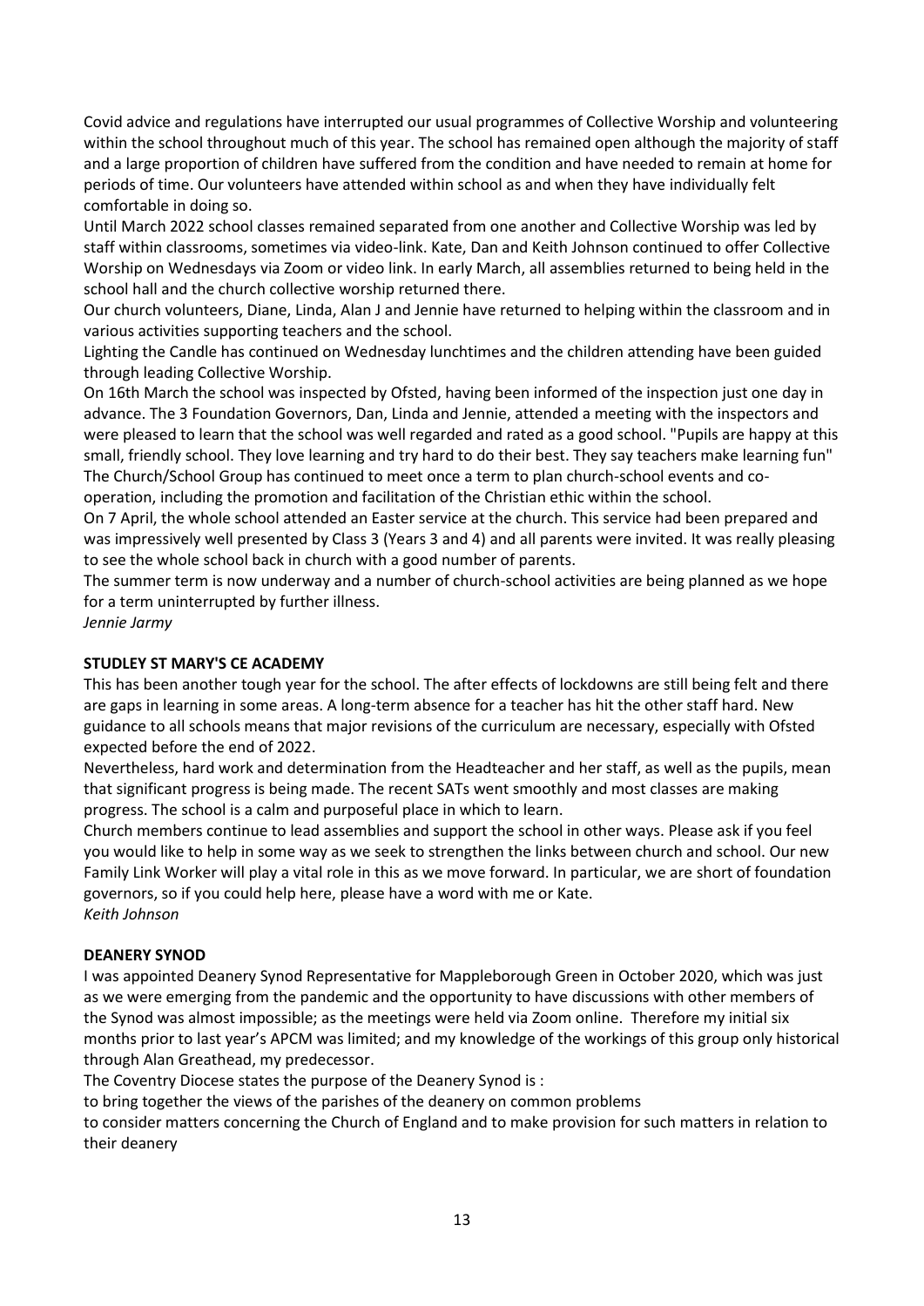Covid advice and regulations have interrupted our usual programmes of Collective Worship and volunteering within the school throughout much of this year. The school has remained open although the majority of staff and a large proportion of children have suffered from the condition and have needed to remain at home for periods of time. Our volunteers have attended within school as and when they have individually felt comfortable in doing so.

Until March 2022 school classes remained separated from one another and Collective Worship was led by staff within classrooms, sometimes via video-link. Kate, Dan and Keith Johnson continued to offer Collective Worship on Wednesdays via Zoom or video link. In early March, all assemblies returned to being held in the school hall and the church collective worship returned there.

Our church volunteers, Diane, Linda, Alan J and Jennie have returned to helping within the classroom and in various activities supporting teachers and the school.

Lighting the Candle has continued on Wednesday lunchtimes and the children attending have been guided through leading Collective Worship.

On 16th March the school was inspected by Ofsted, having been informed of the inspection just one day in advance. The 3 Foundation Governors, Dan, Linda and Jennie, attended a meeting with the inspectors and were pleased to learn that the school was well regarded and rated as a good school. "Pupils are happy at this small, friendly school. They love learning and try hard to do their best. They say teachers make learning fun"

The Church/School Group has continued to meet once a term to plan church-school events and co-operation, including the promotion and facilitation of the Christian ethic within the school.

On 7 April, the whole school attended an Easter service at the church. This service had been prepared and was impressively well presented by Class 3 (Years 3 and 4) and all parents were invited. It was really pleasing to see the whole school back in church with a good number of parents.

The summer term is now underway and a number of church-school activities are being planned as we hope for a term uninterrupted by further illness.

*Jennie Jarmy*

**STUDLEY ST MARY'S CE ACADEMY**

This has been another tough year for the school. The after effects of lockdowns are still being felt and there are gaps in learning in some areas. A long-term absence for a teacher has hit the other staff hard. New guidance to all schools means that major revisions of the curriculum are necessary, especially with Ofsted expected before the end of 2022.

Nevertheless, hard work and determination from the Headteacher and her staff, as well as the pupils, mean that significant progress is being made. The recent SATs went smoothly and most classes are making progress. The school is a calm and purposeful place in which to learn.

Church members continue to lead assemblies and support the school in other ways. Please ask if you feel you would like to help in some way as we seek to strengthen the links between church and school. Our new Family Link Worker will play a vital role in this as we move forward. In particular, we are short of foundation governors, so if you could help here, please have a word with me or Kate.

*Keith Johnson*

**DEANERY SYNOD**

I was appointed Deanery Synod Representative for Mappleborough Green in October 2020, which was just as we were emerging from the pandemic and the opportunity to have discussions with other members of the Synod was almost impossible; as the meetings were held via Zoom online. Therefore my initial six months prior to last year's APCM was limited; and my knowledge of the workings of this group only historical through Alan Greathead, my predecessor.

The Coventry Diocese states the purpose of the Deanery Synod is :

to bring together the views of the parishes of the deanery on common problems

to consider matters concerning the Church of England and to make provision for such matters in relation to their deanery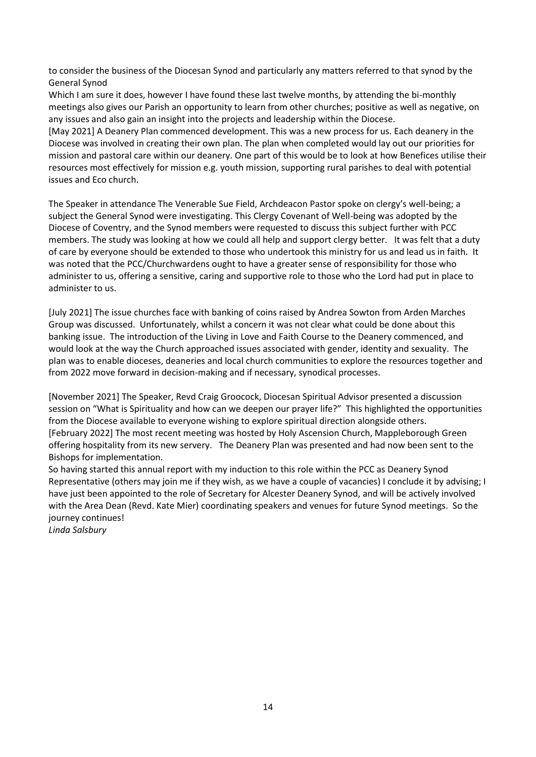to consider the business of the Diocesan Synod and particularly any matters referred to that synod by the General Synod

Which I am sure it does, however I have found these last twelve months, by attending the bi-monthly meetings also gives our Parish an opportunity to learn from other churches; positive as well as negative, on any issues and also gain an insight into the projects and leadership within the Diocese.

[May 2021] A Deanery Plan commenced development. This was a new process for us. Each deanery in the Diocese was involved in creating their own plan. The plan when completed would lay out our priorities for mission and pastoral care within our deanery. One part of this would be to look at how Benefices utilise their resources most effectively for mission e.g. youth mission, supporting rural parishes to deal with potential issues and Eco church.

The Speaker in attendance The Venerable Sue Field, Archdeacon Pastor spoke on clergy's well-being; a subject the General Synod were investigating. This Clergy Covenant of Well-being was adopted by the Diocese of Coventry, and the Synod members were requested to discuss this subject further with PCC members. The study was looking at how we could all help and support clergy better. It was felt that a duty of care by everyone should be extended to those who undertook this ministry for us and lead us in faith. It was noted that the PCC/Churchwardens ought to have a greater sense of responsibility for those who administer to us, offering a sensitive, caring and supportive role to those who the Lord had put in place to administer to us.

[July 2021] The issue churches face with banking of coins raised by Andrea Sowton from Arden Marches Group was discussed. Unfortunately, whilst a concern it was not clear what could be done about this banking issue. The introduction of the Living in Love and Faith Course to the Deanery commenced, and would look at the way the Church approached issues associated with gender, identity and sexuality. The plan was to enable dioceses, deaneries and local church communities to explore the resources together and from 2022 move forward in decision-making and if necessary, synodical processes.

[November 2021] The Speaker, Revd Craig Groocock, Diocesan Spiritual Advisor presented a discussion session on "What is Spirituality and how can we deepen our prayer life?" This highlighted the opportunities from the Diocese available to everyone wishing to explore spiritual direction alongside others.

[February 2022] The most recent meeting was hosted by Holy Ascension Church, Mappleborough Green offering hospitality from its new servery. The Deanery Plan was presented and had now been sent to the Bishops for implementation.

So having started this annual report with my induction to this role within the PCC as Deanery Synod Representative (others may join me if they wish, as we have a couple of vacancies) I conclude it by advising; I have just been appointed to the role of Secretary for Alcester Deanery Synod, and will be actively involved with the Area Dean (Revd. Kate Mier) coordinating speakers and venues for future Synod meetings. So the journey continues!

*Linda Salsbury*